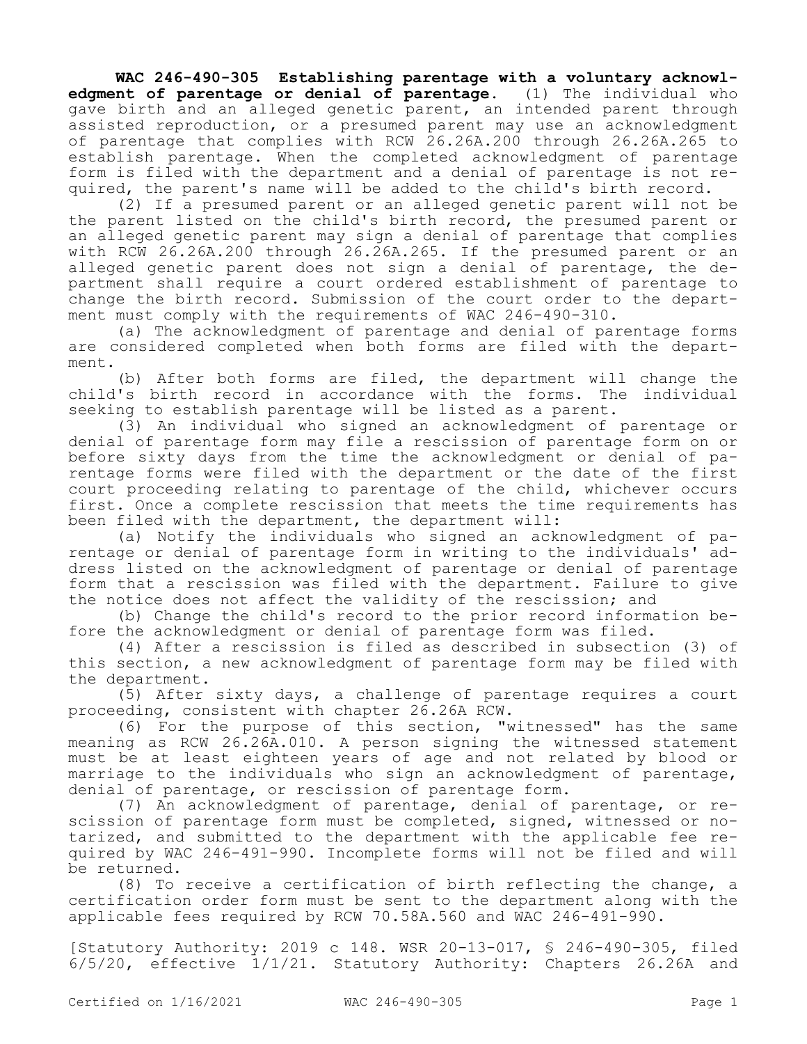**WAC 246-490-305 Establishing parentage with a voluntary acknowledgment of parentage or denial of parentage.** (1) The individual who gave birth and an alleged genetic parent, an intended parent through assisted reproduction, or a presumed parent may use an acknowledgment of parentage that complies with RCW 26.26A.200 through 26.26A.265 to establish parentage. When the completed acknowledgment of parentage form is filed with the department and a denial of parentage is not required, the parent's name will be added to the child's birth record.

(2) If a presumed parent or an alleged genetic parent will not be the parent listed on the child's birth record, the presumed parent or an alleged genetic parent may sign a denial of parentage that complies with RCW 26.26A.200 through 26.26A.265. If the presumed parent or an alleged genetic parent does not sign a denial of parentage, the department shall require a court ordered establishment of parentage to change the birth record. Submission of the court order to the department must comply with the requirements of WAC 246-490-310.

(a) The acknowledgment of parentage and denial of parentage forms are considered completed when both forms are filed with the department.

(b) After both forms are filed, the department will change the child's birth record in accordance with the forms. The individual seeking to establish parentage will be listed as a parent.

(3) An individual who signed an acknowledgment of parentage or denial of parentage form may file a rescission of parentage form on or before sixty days from the time the acknowledgment or denial of parentage forms were filed with the department or the date of the first court proceeding relating to parentage of the child, whichever occurs first. Once a complete rescission that meets the time requirements has been filed with the department, the department will:

(a) Notify the individuals who signed an acknowledgment of parentage or denial of parentage form in writing to the individuals' address listed on the acknowledgment of parentage or denial of parentage form that a rescission was filed with the department. Failure to give the notice does not affect the validity of the rescission; and

(b) Change the child's record to the prior record information before the acknowledgment or denial of parentage form was filed.

(4) After a rescission is filed as described in subsection (3) of this section, a new acknowledgment of parentage form may be filed with the department.

(5) After sixty days, a challenge of parentage requires a court proceeding, consistent with chapter 26.26A RCW.

(6) For the purpose of this section, "witnessed" has the same meaning as RCW 26.26A.010. A person signing the witnessed statement must be at least eighteen years of age and not related by blood or marriage to the individuals who sign an acknowledgment of parentage, denial of parentage, or rescission of parentage form.

(7) An acknowledgment of parentage, denial of parentage, or rescission of parentage form must be completed, signed, witnessed or notarized, and submitted to the department with the applicable fee required by WAC 246-491-990. Incomplete forms will not be filed and will be returned.

(8) To receive a certification of birth reflecting the change, a certification order form must be sent to the department along with the applicable fees required by RCW 70.58A.560 and WAC 246-491-990.

[Statutory Authority: 2019 c 148. WSR 20-13-017, § 246-490-305, filed 6/5/20, effective 1/1/21. Statutory Authority: Chapters 26.26A and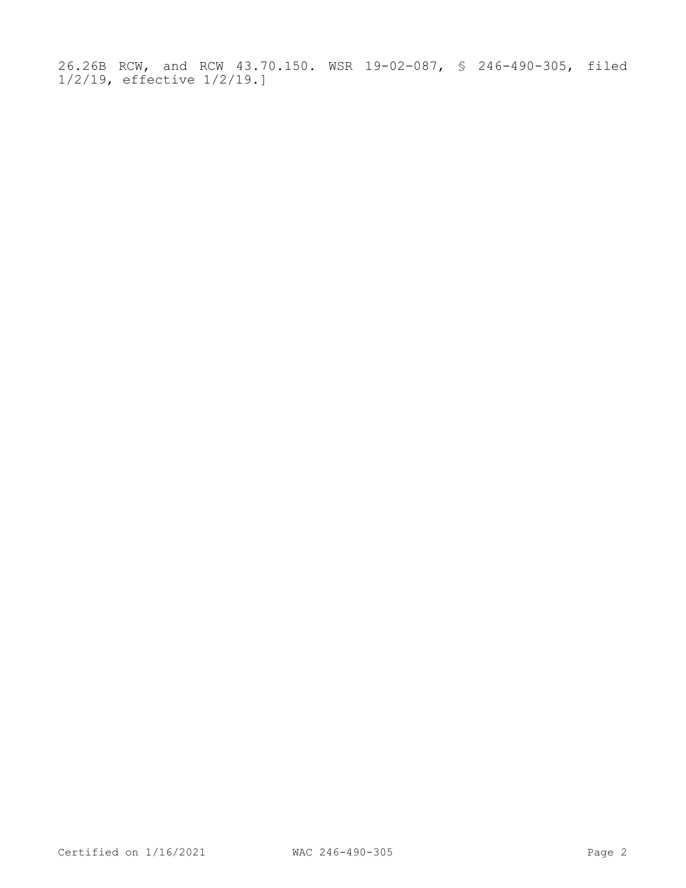26.26B RCW, and RCW 43.70.150. WSR 19-02-087, § 246-490-305, filed 1/2/19, effective 1/2/19.]